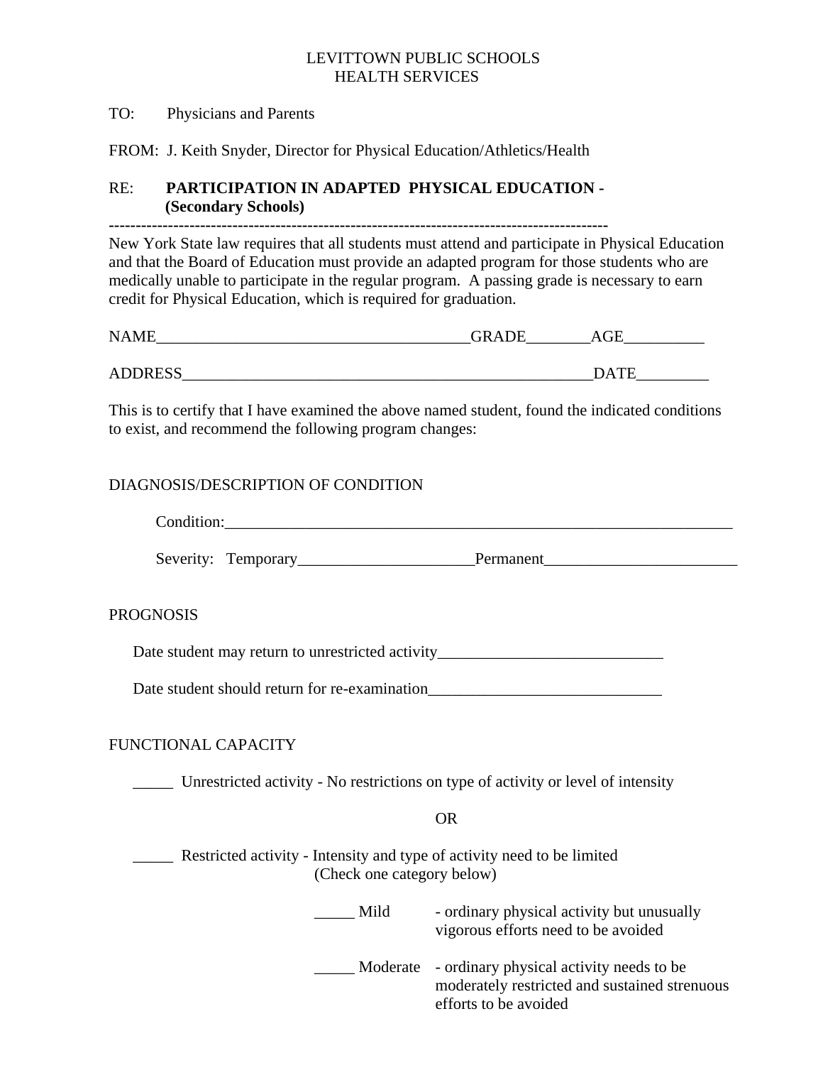LEVITTOWN PUBLIC SCHOOLS
HEALTH SERVICES

TO: Physicians and Parents

FROM: J. Keith Snyder, Director for Physical Education/Athletics/Health

RE: **PARTICIPATION IN ADAPTED PHYSICAL EDUCATION - (Secondary Schools)**

---

New York State law requires that all students must attend and participate in Physical Education and that the Board of Education must provide an adapted program for those students who are medically unable to participate in the regular program. A passing grade is necessary to earn credit for Physical Education, which is required for graduation.

NAME_______________________________________GRADE________AGE__________

ADDRESS___________________________________________________DATE_________

This is to certify that I have examined the above named student, found the indicated conditions to exist, and recommend the following program changes:

DIAGNOSIS/DESCRIPTION OF CONDITION

Condition:____________________________________________________________

Severity: Temporary______________________Permanent________________________

PROGNOSIS

Date student may return to unrestricted activity____________________________

Date student should return for re-examination_____________________________

FUNCTIONAL CAPACITY

_____ Unrestricted activity - No restrictions on type of activity or level of intensity

OR

_____ Restricted activity - Intensity and type of activity need to be limited (Check one category below)

_____ Mild - ordinary physical activity but unusually vigorous efforts need to be avoided

_____ Moderate - ordinary physical activity needs to be moderately restricted and sustained strenuous efforts to be avoided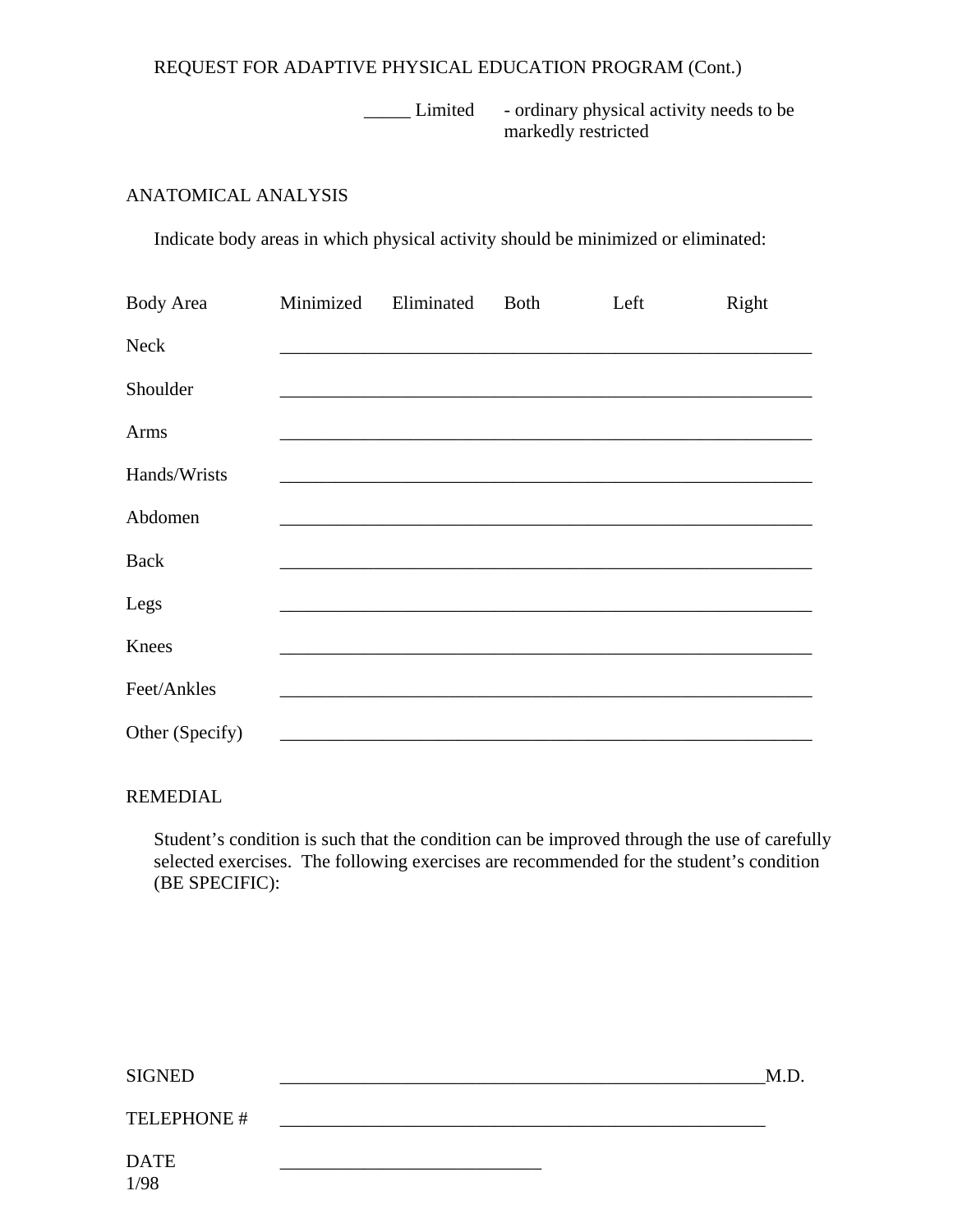REQUEST FOR ADAPTIVE PHYSICAL EDUCATION PROGRAM (Cont.)

_____ Limited - ordinary physical activity needs to be markedly restricted

## ANATOMICAL ANALYSIS

Indicate body areas in which physical activity should be minimized or eliminated:

| Body Area | Minimized | Eliminated | Both | Left | Right |
|---|---|---|---|---|---|
| Neck | | | | | |
| Shoulder | | | | | |
| Arms | | | | | |
| Hands/Wrists | | | | | |
| Abdomen | | | | | |
| Back | | | | | |
| Legs | | | | | |
| Knees | | | | | |
| Feet/Ankles | | | | | |
| Other (Specify) | | | | | |

## REMEDIAL

Student's condition is such that the condition can be improved through the use of carefully selected exercises. The following exercises are recommended for the student's condition (BE SPECIFIC):

SIGNED ______________________________________________________M.D.

TELEPHONE # ______________________________________________________

DATE ____________________________

1/98